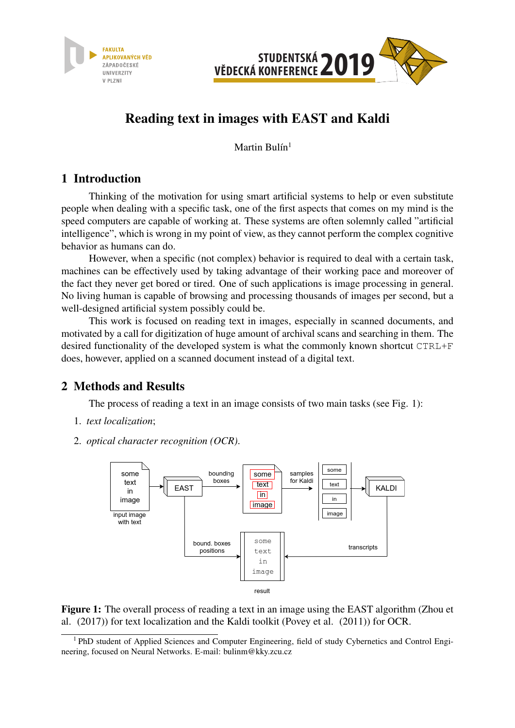# Reading text in images with EAST and Kaldi

Martin Bulín[1]

## 1 Introduction

Thinking of the motivation for using smart artificial systems to help or even substitute people when dealing with a specific task, one of the first aspects that comes on my mind is the speed computers are capable of working at. These systems are often solemnly called "artificial intelligence", which is wrong in my point of view, as they cannot perform the complex cognitive behavior as humans can do.

However, when a specific (not complex) behavior is required to deal with a certain task, machines can be effectively used by taking advantage of their working pace and moreover of the fact they never get bored or tired. One of such applications is image processing in general. No living human is capable of browsing and processing thousands of images per second, but a well-designed artificial system possibly could be.

This work is focused on reading text in images, especially in scanned documents, and motivated by a call for digitization of huge amount of archival scans and searching in them. The desired functionality of the developed system is what the commonly known shortcut `CTRL+F` does, however, applied on a scanned document instead of a digital text.

## 2 Methods and Results

The process of reading a text in an image consists of two main tasks (see Fig. 1):

1. *text localization*;
2. *optical character recognition (OCR)*.

**Figure 1:** The overall process of reading a text in an image using the EAST algorithm (Zhou et al. (2017)) for text localization and the Kaldi toolkit (Povey et al. (2011)) for OCR.

[1] PhD student of Applied Sciences and Computer Engineering, field of study Cybernetics and Control Engineering, focused on Neural Networks. E-mail: bulinm@kky.zcu.cz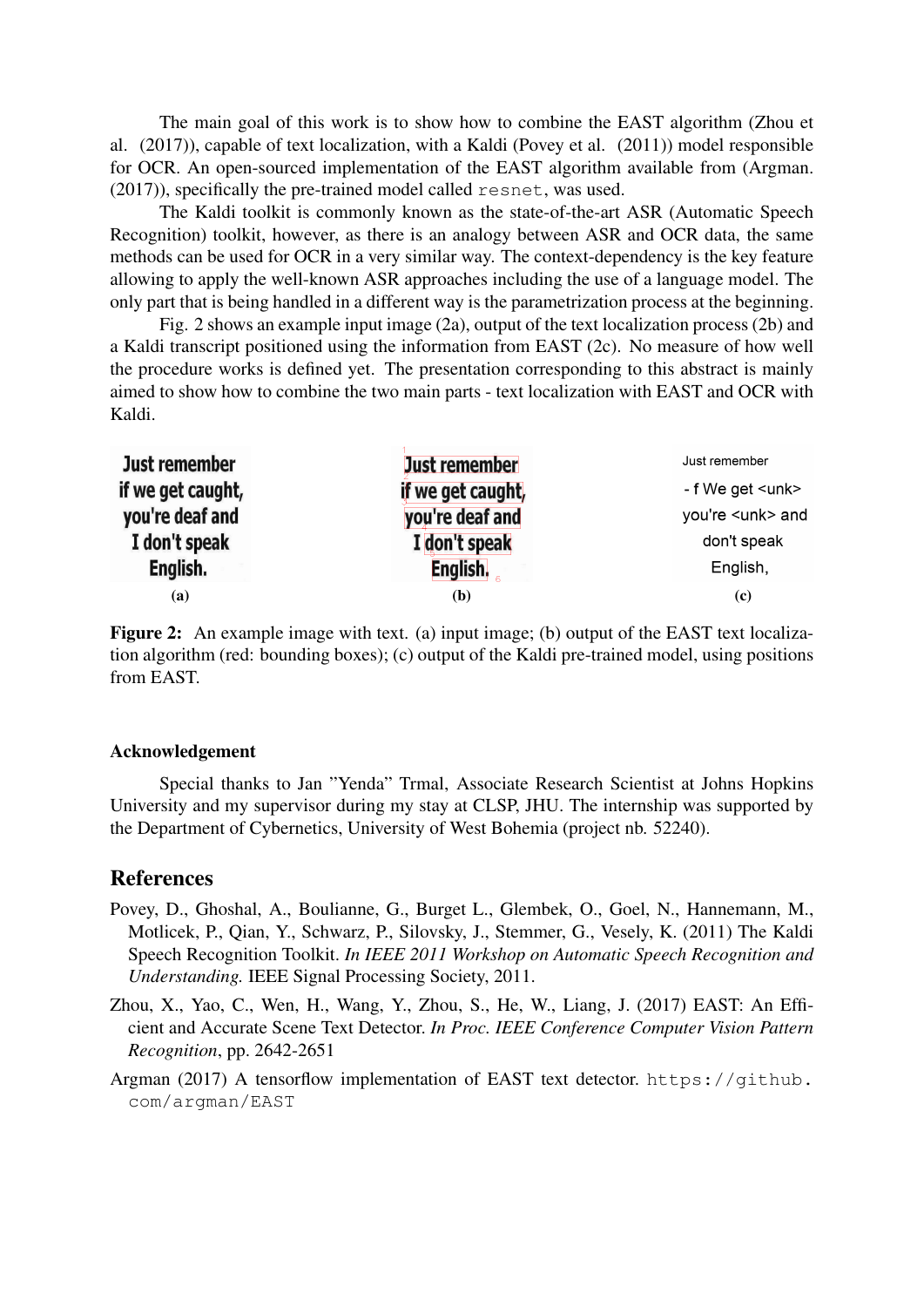The main goal of this work is to show how to combine the EAST algorithm (Zhou et al. (2017)), capable of text localization, with a Kaldi (Povey et al. (2011)) model responsible for OCR. An open-sourced implementation of the EAST algorithm available from (Argman. (2017)), specifically the pre-trained model called `resnet`, was used.

The Kaldi toolkit is commonly known as the state-of-the-art ASR (Automatic Speech Recognition) toolkit, however, as there is an analogy between ASR and OCR data, the same methods can be used for OCR in a very similar way. The context-dependency is the key feature allowing to apply the well-known ASR approaches including the use of a language model. The only part that is being handled in a different way is the parametrization process at the beginning.

Fig. 2 shows an example input image (2a), output of the text localization process (2b) and a Kaldi transcript positioned using the information from EAST (2c). No measure of how well the procedure works is defined yet. The presentation corresponding to this abstract is mainly aimed to show how to combine the two main parts - text localization with EAST and OCR with Kaldi.

Just remember
if we get caught,
you're deaf and
I don't speak
English.

(a)

Just remember
if we get caught,
you're deaf and
I don't speak
English.

(b)

Just remember
- f We get <unk>
you're <unk> and
don't speak
English,

(c)

**Figure 2:** An example image with text. (a) input image; (b) output of the EAST text localization algorithm (red: bounding boxes); (c) output of the Kaldi pre-trained model, using positions from EAST.

#### Acknowledgement

Special thanks to Jan "Yenda" Trmal, Associate Research Scientist at Johns Hopkins University and my supervisor during my stay at CLSP, JHU. The internship was supported by the Department of Cybernetics, University of West Bohemia (project nb. 52240).

## References

Povey, D., Ghoshal, A., Boulianne, G., Burget L., Glembek, O., Goel, N., Hannemann, M., Motlicek, P., Qian, Y., Schwarz, P., Silovsky, J., Stemmer, G., Vesely, K. (2011) The Kaldi Speech Recognition Toolkit. *In IEEE 2011 Workshop on Automatic Speech Recognition and Understanding.* IEEE Signal Processing Society, 2011.

Zhou, X., Yao, C., Wen, H., Wang, Y., Zhou, S., He, W., Liang, J. (2017) EAST: An Efficient and Accurate Scene Text Detector. *In Proc. IEEE Conference Computer Vision Pattern Recognition*, pp. 2642-2651

Argman (2017) A tensorflow implementation of EAST text detector. `https://github.com/argman/EAST`